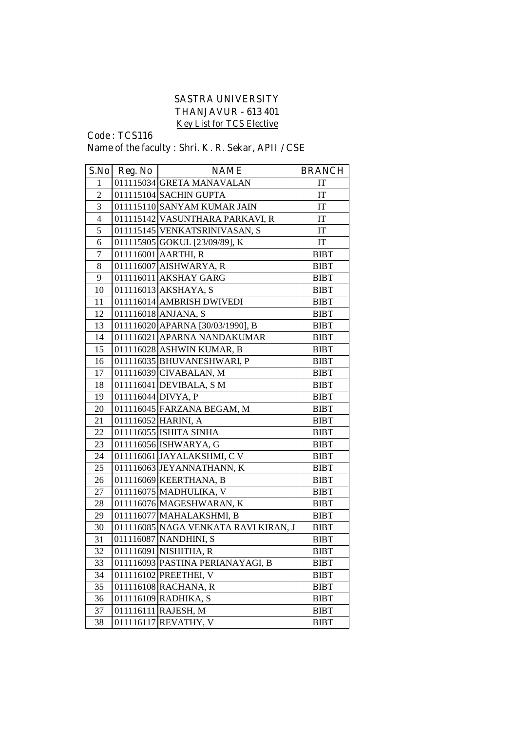# SASTRA UNIVERSITY

## THANJAVUR - 613 401

### Key List for TCS Elective

Code : TCS116

Name of the faculty : Shri. K. R. Sekar, APII / CSE

| S.No | Reg. No | NAME | BRANCH |
|---|---|---|---|
| 1 | 011115034 | GRETA MANAVALAN | IT |
| 2 | 011115104 | SACHIN GUPTA | IT |
| 3 | 011115110 | SANYAM KUMAR JAIN | IT |
| 4 | 011115142 | VASUNTHARA PARKAVI, R | IT |
| 5 | 011115145 | VENKATSRINIVASAN, S | IT |
| 6 | 011115905 | GOKUL [23/09/89], K | IT |
| 7 | 011116001 | AARTHI, R | BIBT |
| 8 | 011116007 | AISHWARYA, R | BIBT |
| 9 | 011116011 | AKSHAY GARG | BIBT |
| 10 | 011116013 | AKSHAYA, S | BIBT |
| 11 | 011116014 | AMBRISH DWIVEDI | BIBT |
| 12 | 011116018 | ANJANA, S | BIBT |
| 13 | 011116020 | APARNA [30/03/1990], B | BIBT |
| 14 | 011116021 | APARNA NANDAKUMAR | BIBT |
| 15 | 011116028 | ASHWIN KUMAR, B | BIBT |
| 16 | 011116035 | BHUVANESHWARI, P | BIBT |
| 17 | 011116039 | CIVABALAN, M | BIBT |
| 18 | 011116041 | DEVIBALA, S M | BIBT |
| 19 | 011116044 | DIVYA, P | BIBT |
| 20 | 011116045 | FARZANA BEGAM, M | BIBT |
| 21 | 011116052 | HARINI, A | BIBT |
| 22 | 011116055 | ISHITA SINHA | BIBT |
| 23 | 011116056 | ISHWARYA, G | BIBT |
| 24 | 011116061 | JAYALAKSHMI, C V | BIBT |
| 25 | 011116063 | JEYANNATHANN, K | BIBT |
| 26 | 011116069 | KEERTHANA, B | BIBT |
| 27 | 011116075 | MADHULIKA, V | BIBT |
| 28 | 011116076 | MAGESHWARAN, K | BIBT |
| 29 | 011116077 | MAHALAKSHMI, B | BIBT |
| 30 | 011116085 | NAGA VENKATA RAVI KIRAN, J | BIBT |
| 31 | 011116087 | NANDHINI, S | BIBT |
| 32 | 011116091 | NISHITHA, R | BIBT |
| 33 | 011116093 | PASTINA PERIANAYAGI, B | BIBT |
| 34 | 011116102 | PREETHEI, V | BIBT |
| 35 | 011116108 | RACHANA, R | BIBT |
| 36 | 011116109 | RADHIKA, S | BIBT |
| 37 | 011116111 | RAJESH, M | BIBT |
| 38 | 011116117 | REVATHY, V | BIBT |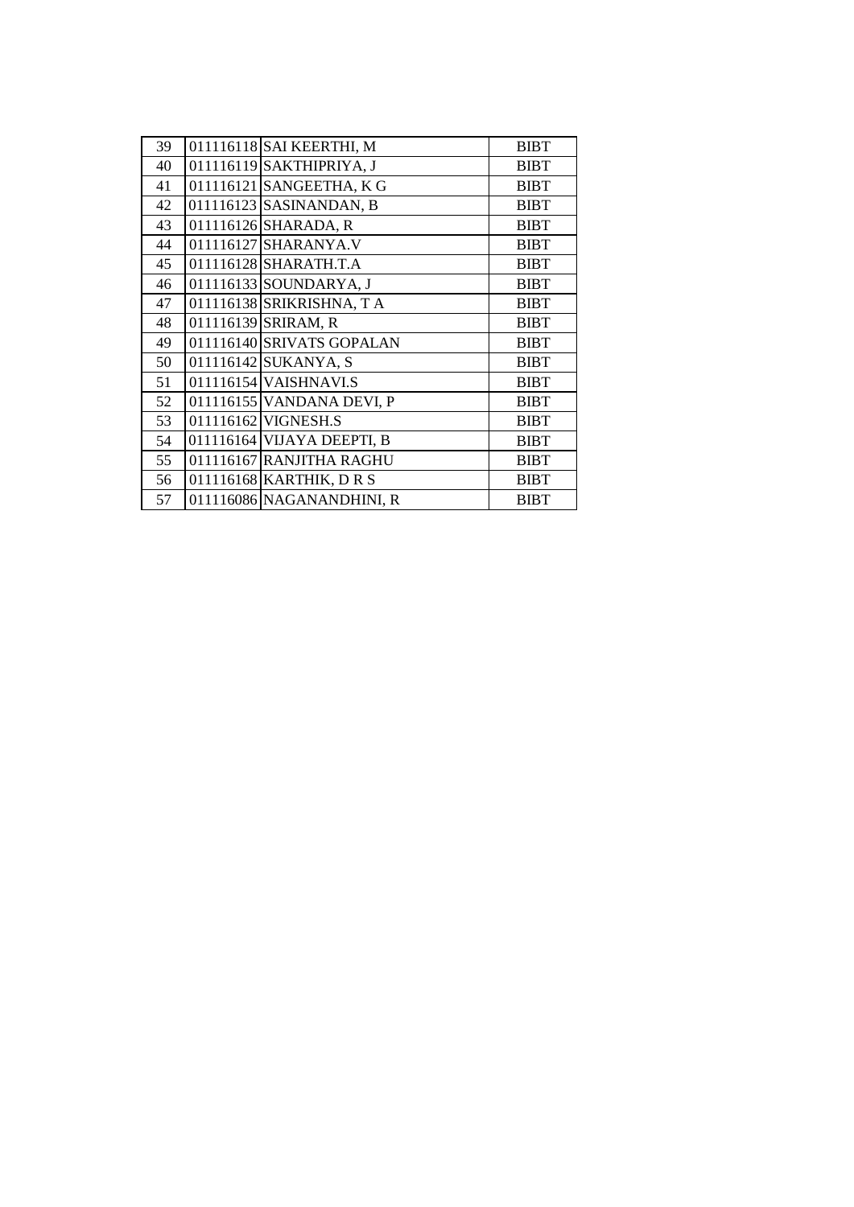| | | | |
|---|---|---|---|
| 39 | 011116118 | SAI KEERTHI, M | BIBT |
| 40 | 011116119 | SAKTHIPRIYA, J | BIBT |
| 41 | 011116121 | SANGEETHA, K G | BIBT |
| 42 | 011116123 | SASINANDAN, B | BIBT |
| 43 | 011116126 | SHARADA, R | BIBT |
| 44 | 011116127 | SHARANYA.V | BIBT |
| 45 | 011116128 | SHARATH.T.A | BIBT |
| 46 | 011116133 | SOUNDARYA, J | BIBT |
| 47 | 011116138 | SRIKRISHNA, T A | BIBT |
| 48 | 011116139 | SRIRAM, R | BIBT |
| 49 | 011116140 | SRIVATS GOPALAN | BIBT |
| 50 | 011116142 | SUKANYA, S | BIBT |
| 51 | 011116154 | VAISHNAVI.S | BIBT |
| 52 | 011116155 | VANDANA DEVI, P | BIBT |
| 53 | 011116162 | VIGNESH.S | BIBT |
| 54 | 011116164 | VIJAYA DEEPTI, B | BIBT |
| 55 | 011116167 | RANJITHA RAGHU | BIBT |
| 56 | 011116168 | KARTHIK, D R S | BIBT |
| 57 | 011116086 | NAGANANDHINI, R | BIBT |